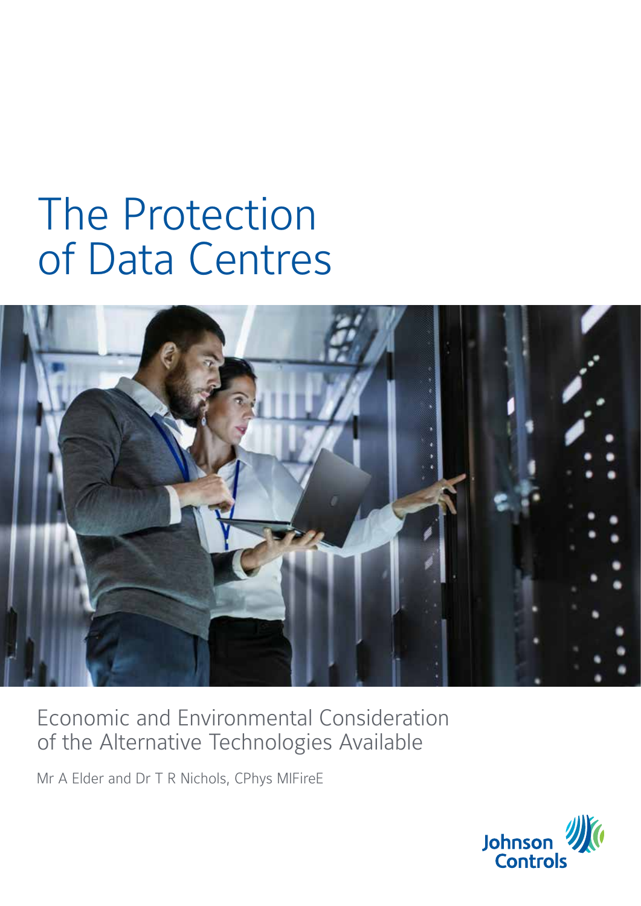# The Protection of Data Centres

## Economic and Environmental Consideration of the Alternative Technologies Available

Mr A Elder and Dr T R Nichols, CPhys MIFireE

Johnson Controls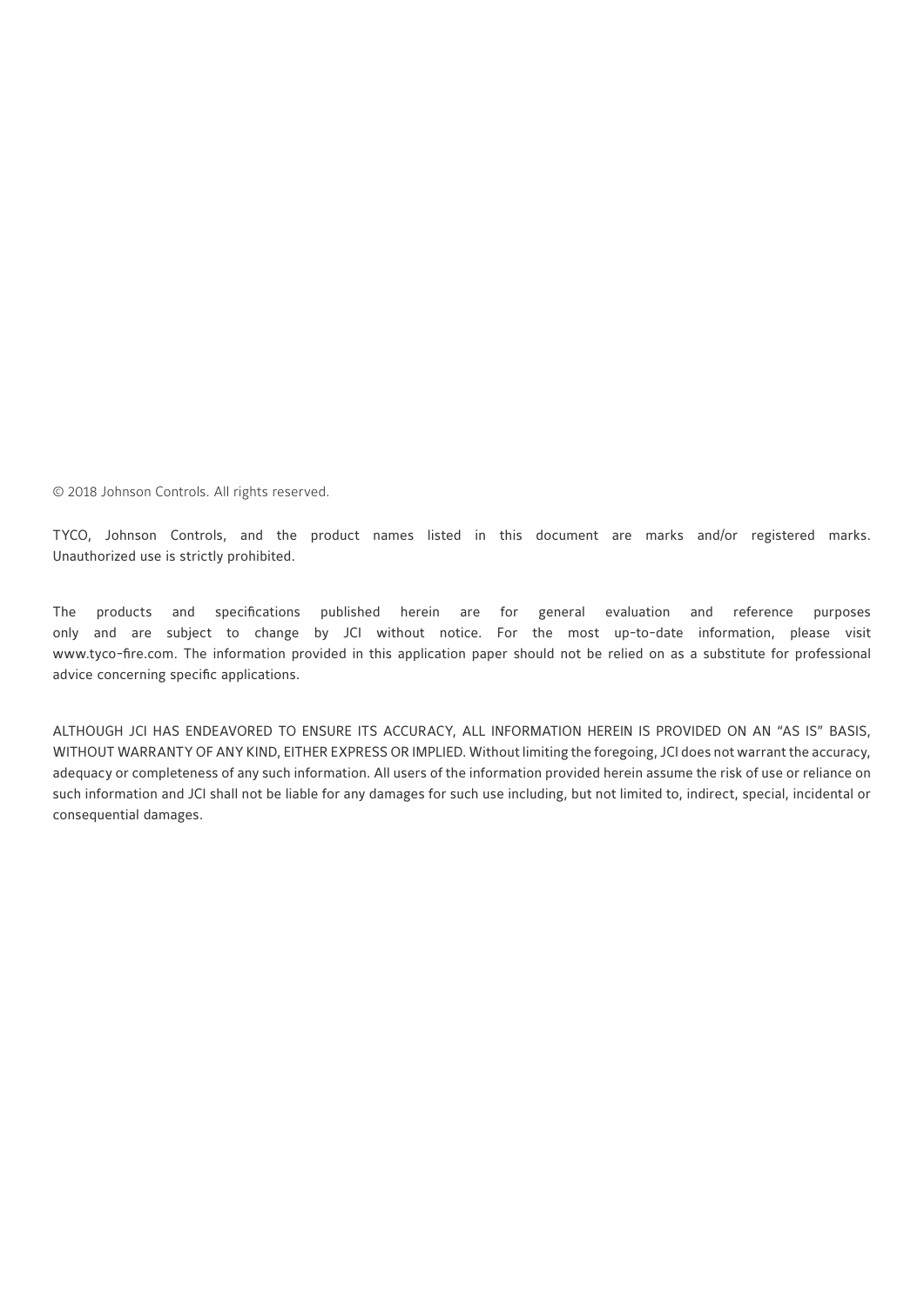© 2018 Johnson Controls. All rights reserved.

TYCO, Johnson Controls, and the product names listed in this document are marks and/or registered marks. Unauthorized use is strictly prohibited.

The products and specifications published herein are for general evaluation and reference purposes only and are subject to change by JCI without notice. For the most up-to-date information, please visit www.tyco-fire.com. The information provided in this application paper should not be relied on as a substitute for professional advice concerning specific applications.

ALTHOUGH JCI HAS ENDEAVORED TO ENSURE ITS ACCURACY, ALL INFORMATION HEREIN IS PROVIDED ON AN "AS IS" BASIS, WITHOUT WARRANTY OF ANY KIND, EITHER EXPRESS OR IMPLIED. Without limiting the foregoing, JCI does not warrant the accuracy, adequacy or completeness of any such information. All users of the information provided herein assume the risk of use or reliance on such information and JCI shall not be liable for any damages for such use including, but not limited to, indirect, special, incidental or consequential damages.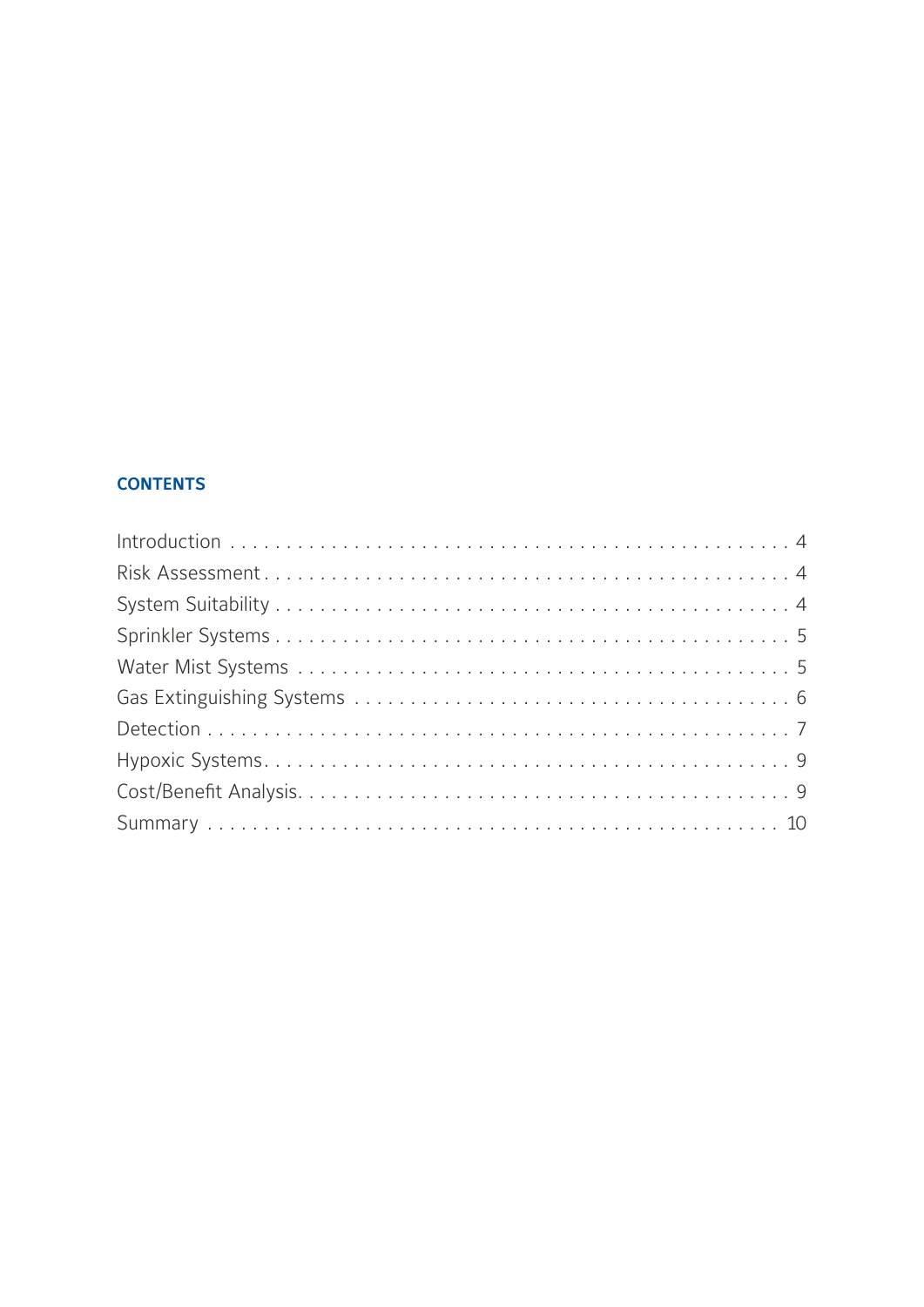## CONTENTS

Introduction . . . . . . . . . . . . . . . . . . . . . . . . . . . . . . . . . . . . . . . . . . . . . . . 4
Risk Assessment . . . . . . . . . . . . . . . . . . . . . . . . . . . . . . . . . . . . . . . . . . . . . 4
System Suitability . . . . . . . . . . . . . . . . . . . . . . . . . . . . . . . . . . . . . . . . . . . . 4
Sprinkler Systems . . . . . . . . . . . . . . . . . . . . . . . . . . . . . . . . . . . . . . . . . . . . 5
Water Mist Systems . . . . . . . . . . . . . . . . . . . . . . . . . . . . . . . . . . . . . . . . . . . 5
Gas Extinguishing Systems . . . . . . . . . . . . . . . . . . . . . . . . . . . . . . . . . . . . . 6
Detection . . . . . . . . . . . . . . . . . . . . . . . . . . . . . . . . . . . . . . . . . . . . . . . . . . 7
Hypoxic Systems . . . . . . . . . . . . . . . . . . . . . . . . . . . . . . . . . . . . . . . . . . . . . 9
Cost/Benefit Analysis . . . . . . . . . . . . . . . . . . . . . . . . . . . . . . . . . . . . . . . . . 9
Summary . . . . . . . . . . . . . . . . . . . . . . . . . . . . . . . . . . . . . . . . . . . . . . . . . 10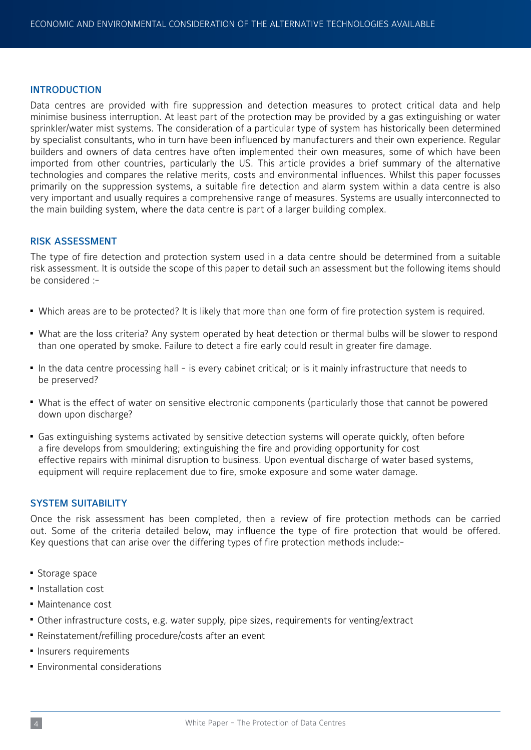## INTRODUCTION

Data centres are provided with fire suppression and detection measures to protect critical data and help minimise business interruption. At least part of the protection may be provided by a gas extinguishing or water sprinkler/water mist systems. The consideration of a particular type of system has historically been determined by specialist consultants, who in turn have been influenced by manufacturers and their own experience. Regular builders and owners of data centres have often implemented their own measures, some of which have been imported from other countries, particularly the US. This article provides a brief summary of the alternative technologies and compares the relative merits, costs and environmental influences. Whilst this paper focusses primarily on the suppression systems, a suitable fire detection and alarm system within a data centre is also very important and usually requires a comprehensive range of measures. Systems are usually interconnected to the main building system, where the data centre is part of a larger building complex.

## RISK ASSESSMENT

The type of fire detection and protection system used in a data centre should be determined from a suitable risk assessment. It is outside the scope of this paper to detail such an assessment but the following items should be considered :-

- Which areas are to be protected? It is likely that more than one form of fire protection system is required.
- What are the loss criteria? Any system operated by heat detection or thermal bulbs will be slower to respond than one operated by smoke. Failure to detect a fire early could result in greater fire damage.
- In the data centre processing hall – is every cabinet critical; or is it mainly infrastructure that needs to be preserved?
- What is the effect of water on sensitive electronic components (particularly those that cannot be powered down upon discharge?
- Gas extinguishing systems activated by sensitive detection systems will operate quickly, often before a fire develops from smouldering; extinguishing the fire and providing opportunity for cost effective repairs with minimal disruption to business. Upon eventual discharge of water based systems, equipment will require replacement due to fire, smoke exposure and some water damage.

## SYSTEM SUITABILITY

Once the risk assessment has been completed, then a review of fire protection methods can be carried out. Some of the criteria detailed below, may influence the type of fire protection that would be offered. Key questions that can arise over the differing types of fire protection methods include:-

- Storage space
- Installation cost
- Maintenance cost
- Other infrastructure costs, e.g. water supply, pipe sizes, requirements for venting/extract
- Reinstatement/refilling procedure/costs after an event
- Insurers requirements
- Environmental considerations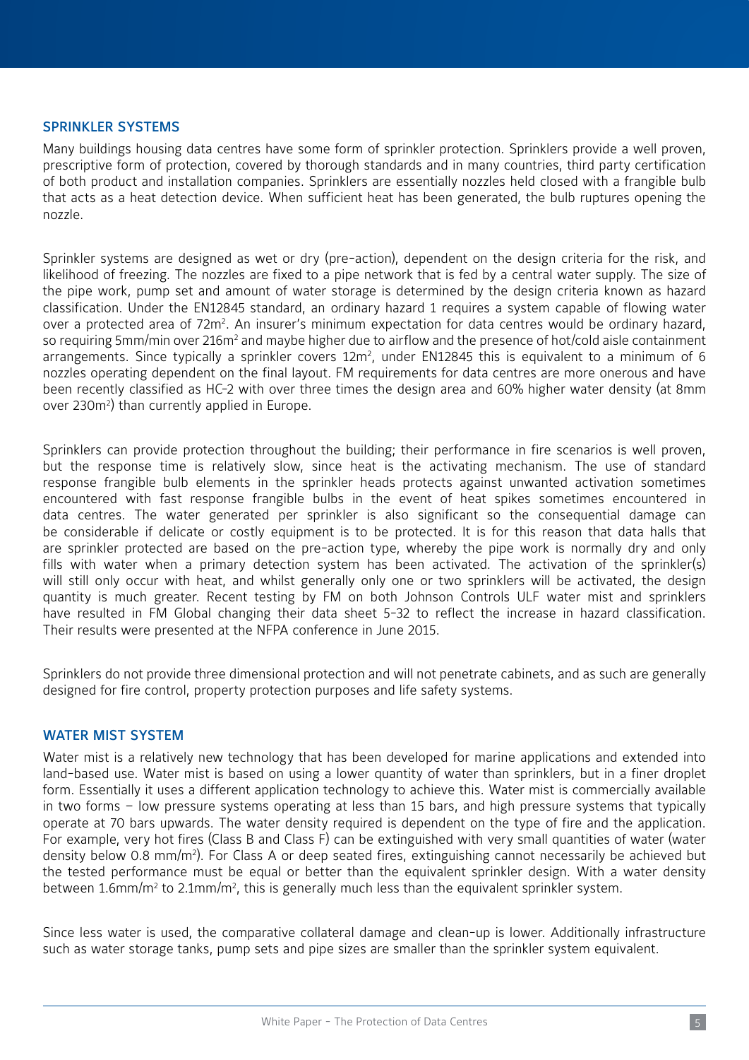## SPRINKLER SYSTEMS

Many buildings housing data centres have some form of sprinkler protection. Sprinklers provide a well proven, prescriptive form of protection, covered by thorough standards and in many countries, third party certification of both product and installation companies. Sprinklers are essentially nozzles held closed with a frangible bulb that acts as a heat detection device. When sufficient heat has been generated, the bulb ruptures opening the nozzle.

Sprinkler systems are designed as wet or dry (pre-action), dependent on the design criteria for the risk, and likelihood of freezing. The nozzles are fixed to a pipe network that is fed by a central water supply. The size of the pipe work, pump set and amount of water storage is determined by the design criteria known as hazard classification. Under the EN12845 standard, an ordinary hazard 1 requires a system capable of flowing water over a protected area of $72m^2$. An insurer's minimum expectation for data centres would be ordinary hazard, so requiring 5mm/min over $216m^2$ and maybe higher due to airflow and the presence of hot/cold aisle containment arrangements. Since typically a sprinkler covers $12m^2$, under EN12845 this is equivalent to a minimum of 6 nozzles operating dependent on the final layout. FM requirements for data centres are more onerous and have been recently classified as HC-2 with over three times the design area and 60% higher water density (at 8mm over $230m^2$) than currently applied in Europe.

Sprinklers can provide protection throughout the building; their performance in fire scenarios is well proven, but the response time is relatively slow, since heat is the activating mechanism. The use of standard response frangible bulb elements in the sprinkler heads protects against unwanted activation sometimes encountered with fast response frangible bulbs in the event of heat spikes sometimes encountered in data centres. The water generated per sprinkler is also significant so the consequential damage can be considerable if delicate or costly equipment is to be protected. It is for this reason that data halls that are sprinkler protected are based on the pre-action type, whereby the pipe work is normally dry and only fills with water when a primary detection system has been activated. The activation of the sprinkler(s) will still only occur with heat, and whilst generally only one or two sprinklers will be activated, the design quantity is much greater. Recent testing by FM on both Johnson Controls ULF water mist and sprinklers have resulted in FM Global changing their data sheet 5-32 to reflect the increase in hazard classification. Their results were presented at the NFPA conference in June 2015.

Sprinklers do not provide three dimensional protection and will not penetrate cabinets, and as such are generally designed for fire control, property protection purposes and life safety systems.

## WATER MIST SYSTEM

Water mist is a relatively new technology that has been developed for marine applications and extended into land-based use. Water mist is based on using a lower quantity of water than sprinklers, but in a finer droplet form. Essentially it uses a different application technology to achieve this. Water mist is commercially available in two forms – low pressure systems operating at less than 15 bars, and high pressure systems that typically operate at 70 bars upwards. The water density required is dependent on the type of fire and the application. For example, very hot fires (Class B and Class F) can be extinguished with very small quantities of water (water density below 0.8 $mm/m^2$). For Class A or deep seated fires, extinguishing cannot necessarily be achieved but the tested performance must be equal or better than the equivalent sprinkler design. With a water density between 1.6$mm/m^2$ to 2.1$mm/m^2$, this is generally much less than the equivalent sprinkler system.

Since less water is used, the comparative collateral damage and clean-up is lower. Additionally infrastructure such as water storage tanks, pump sets and pipe sizes are smaller than the sprinkler system equivalent.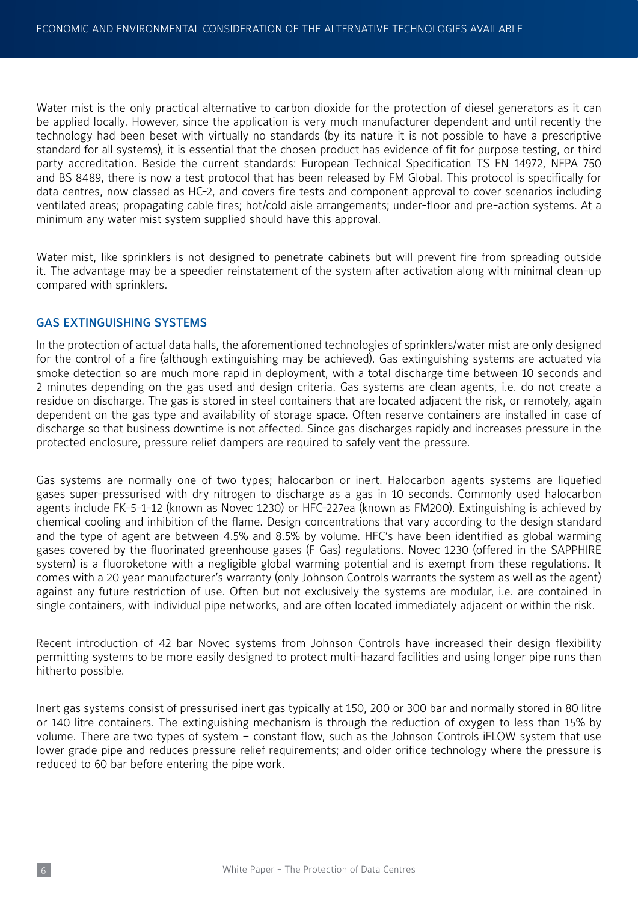Water mist is the only practical alternative to carbon dioxide for the protection of diesel generators as it can be applied locally. However, since the application is very much manufacturer dependent and until recently the technology had been beset with virtually no standards (by its nature it is not possible to have a prescriptive standard for all systems), it is essential that the chosen product has evidence of fit for purpose testing, or third party accreditation. Beside the current standards: European Technical Specification TS EN 14972, NFPA 750 and BS 8489, there is now a test protocol that has been released by FM Global. This protocol is specifically for data centres, now classed as HC-2, and covers fire tests and component approval to cover scenarios including ventilated areas; propagating cable fires; hot/cold aisle arrangements; under-floor and pre-action systems. At a minimum any water mist system supplied should have this approval.

Water mist, like sprinklers is not designed to penetrate cabinets but will prevent fire from spreading outside it. The advantage may be a speedier reinstatement of the system after activation along with minimal clean-up compared with sprinklers.

## GAS EXTINGUISHING SYSTEMS

In the protection of actual data halls, the aforementioned technologies of sprinklers/water mist are only designed for the control of a fire (although extinguishing may be achieved). Gas extinguishing systems are actuated via smoke detection so are much more rapid in deployment, with a total discharge time between 10 seconds and 2 minutes depending on the gas used and design criteria. Gas systems are clean agents, i.e. do not create a residue on discharge. The gas is stored in steel containers that are located adjacent the risk, or remotely, again dependent on the gas type and availability of storage space. Often reserve containers are installed in case of discharge so that business downtime is not affected. Since gas discharges rapidly and increases pressure in the protected enclosure, pressure relief dampers are required to safely vent the pressure.

Gas systems are normally one of two types; halocarbon or inert. Halocarbon agents systems are liquefied gases super-pressurised with dry nitrogen to discharge as a gas in 10 seconds. Commonly used halocarbon agents include FK-5-1-12 (known as Novec 1230) or HFC-227ea (known as FM200). Extinguishing is achieved by chemical cooling and inhibition of the flame. Design concentrations that vary according to the design standard and the type of agent are between 4.5% and 8.5% by volume. HFC's have been identified as global warming gases covered by the fluorinated greenhouse gases (F Gas) regulations. Novec 1230 (offered in the SAPPHIRE system) is a fluoroketone with a negligible global warming potential and is exempt from these regulations. It comes with a 20 year manufacturer's warranty (only Johnson Controls warrants the system as well as the agent) against any future restriction of use. Often but not exclusively the systems are modular, i.e. are contained in single containers, with individual pipe networks, and are often located immediately adjacent or within the risk.

Recent introduction of 42 bar Novec systems from Johnson Controls have increased their design flexibility permitting systems to be more easily designed to protect multi-hazard facilities and using longer pipe runs than hitherto possible.

Inert gas systems consist of pressurised inert gas typically at 150, 200 or 300 bar and normally stored in 80 litre or 140 litre containers. The extinguishing mechanism is through the reduction of oxygen to less than 15% by volume. There are two types of system – constant flow, such as the Johnson Controls iFLOW system that use lower grade pipe and reduces pressure relief requirements; and older orifice technology where the pressure is reduced to 60 bar before entering the pipe work.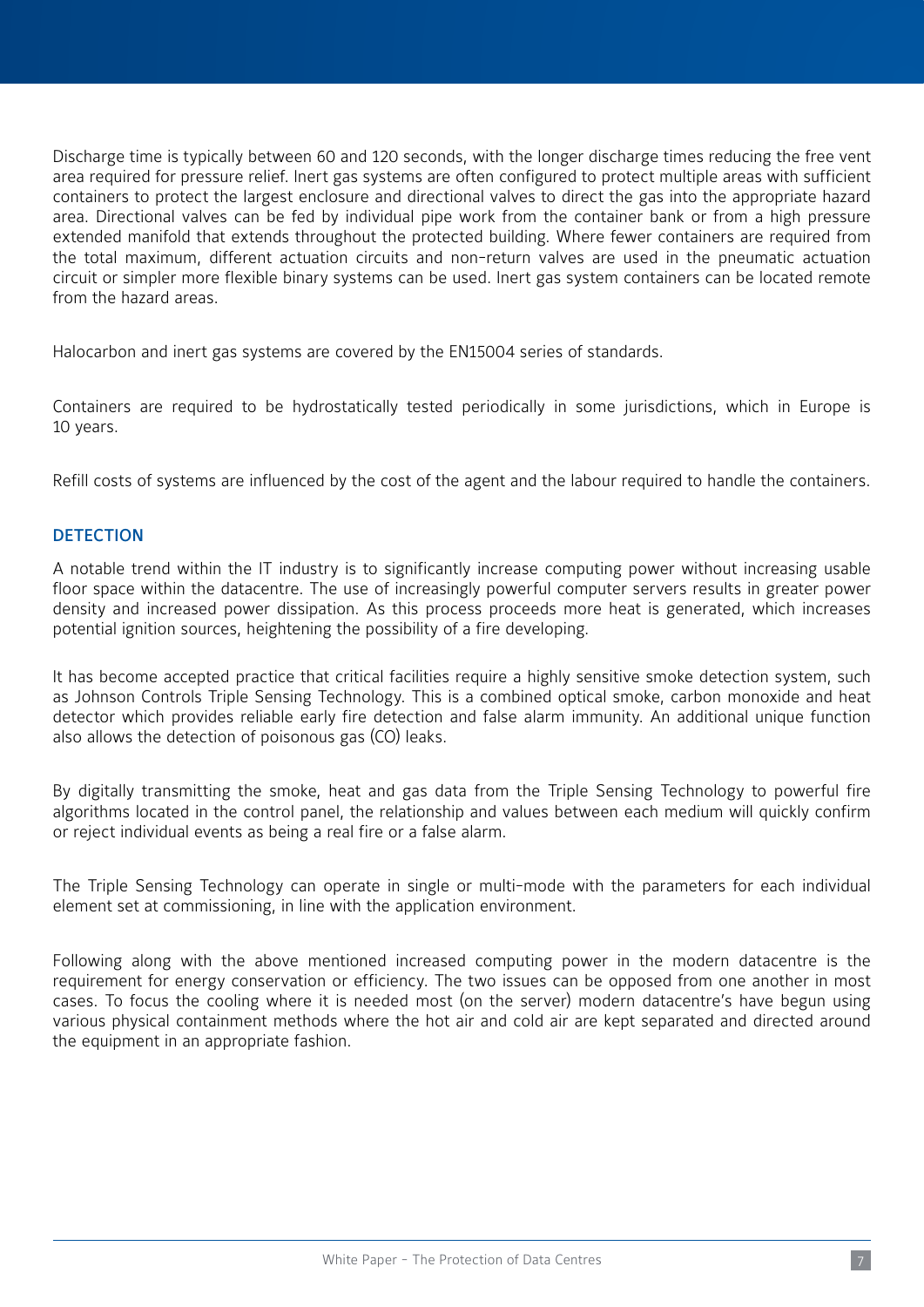Discharge time is typically between 60 and 120 seconds, with the longer discharge times reducing the free vent area required for pressure relief. Inert gas systems are often configured to protect multiple areas with sufficient containers to protect the largest enclosure and directional valves to direct the gas into the appropriate hazard area. Directional valves can be fed by individual pipe work from the container bank or from a high pressure extended manifold that extends throughout the protected building. Where fewer containers are required from the total maximum, different actuation circuits and non-return valves are used in the pneumatic actuation circuit or simpler more flexible binary systems can be used. Inert gas system containers can be located remote from the hazard areas.

Halocarbon and inert gas systems are covered by the EN15004 series of standards.

Containers are required to be hydrostatically tested periodically in some jurisdictions, which in Europe is 10 years.

Refill costs of systems are influenced by the cost of the agent and the labour required to handle the containers.

## DETECTION

A notable trend within the IT industry is to significantly increase computing power without increasing usable floor space within the datacentre. The use of increasingly powerful computer servers results in greater power density and increased power dissipation. As this process proceeds more heat is generated, which increases potential ignition sources, heightening the possibility of a fire developing.

It has become accepted practice that critical facilities require a highly sensitive smoke detection system, such as Johnson Controls Triple Sensing Technology. This is a combined optical smoke, carbon monoxide and heat detector which provides reliable early fire detection and false alarm immunity. An additional unique function also allows the detection of poisonous gas (CO) leaks.

By digitally transmitting the smoke, heat and gas data from the Triple Sensing Technology to powerful fire algorithms located in the control panel, the relationship and values between each medium will quickly confirm or reject individual events as being a real fire or a false alarm.

The Triple Sensing Technology can operate in single or multi-mode with the parameters for each individual element set at commissioning, in line with the application environment.

Following along with the above mentioned increased computing power in the modern datacentre is the requirement for energy conservation or efficiency. The two issues can be opposed from one another in most cases. To focus the cooling where it is needed most (on the server) modern datacentre's have begun using various physical containment methods where the hot air and cold air are kept separated and directed around the equipment in an appropriate fashion.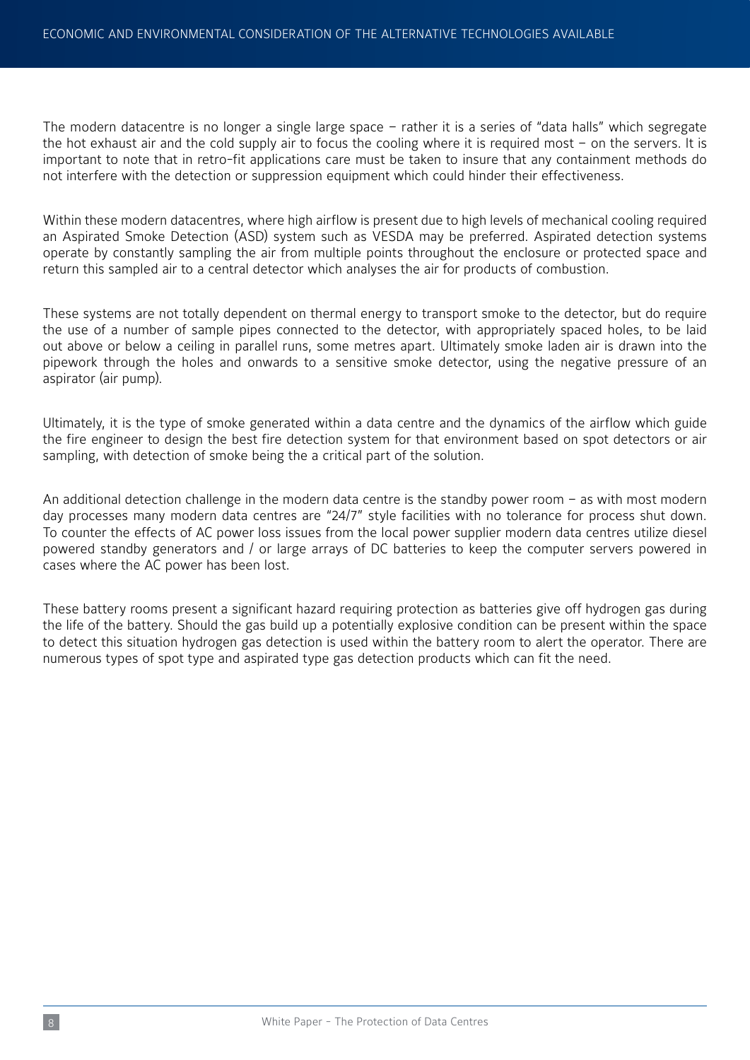The modern datacentre is no longer a single large space – rather it is a series of "data halls" which segregate the hot exhaust air and the cold supply air to focus the cooling where it is required most – on the servers. It is important to note that in retro-fit applications care must be taken to insure that any containment methods do not interfere with the detection or suppression equipment which could hinder their effectiveness.

Within these modern datacentres, where high airflow is present due to high levels of mechanical cooling required an Aspirated Smoke Detection (ASD) system such as VESDA may be preferred. Aspirated detection systems operate by constantly sampling the air from multiple points throughout the enclosure or protected space and return this sampled air to a central detector which analyses the air for products of combustion.

These systems are not totally dependent on thermal energy to transport smoke to the detector, but do require the use of a number of sample pipes connected to the detector, with appropriately spaced holes, to be laid out above or below a ceiling in parallel runs, some metres apart. Ultimately smoke laden air is drawn into the pipework through the holes and onwards to a sensitive smoke detector, using the negative pressure of an aspirator (air pump).

Ultimately, it is the type of smoke generated within a data centre and the dynamics of the airflow which guide the fire engineer to design the best fire detection system for that environment based on spot detectors or air sampling, with detection of smoke being the a critical part of the solution.

An additional detection challenge in the modern data centre is the standby power room – as with most modern day processes many modern data centres are "24/7" style facilities with no tolerance for process shut down. To counter the effects of AC power loss issues from the local power supplier modern data centres utilize diesel powered standby generators and / or large arrays of DC batteries to keep the computer servers powered in cases where the AC power has been lost.

These battery rooms present a significant hazard requiring protection as batteries give off hydrogen gas during the life of the battery. Should the gas build up a potentially explosive condition can be present within the space to detect this situation hydrogen gas detection is used within the battery room to alert the operator. There are numerous types of spot type and aspirated type gas detection products which can fit the need.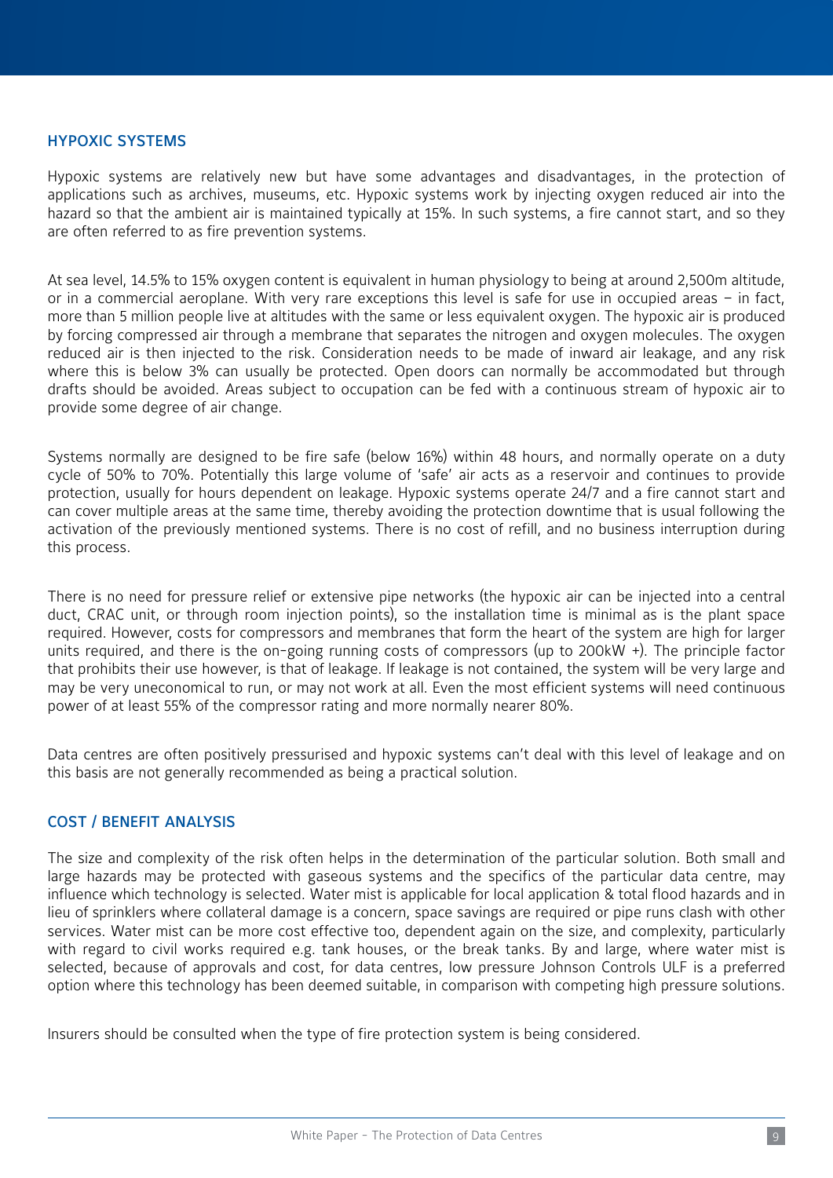## HYPOXIC SYSTEMS

Hypoxic systems are relatively new but have some advantages and disadvantages, in the protection of applications such as archives, museums, etc. Hypoxic systems work by injecting oxygen reduced air into the hazard so that the ambient air is maintained typically at 15%. In such systems, a fire cannot start, and so they are often referred to as fire prevention systems.

At sea level, 14.5% to 15% oxygen content is equivalent in human physiology to being at around 2,500m altitude, or in a commercial aeroplane. With very rare exceptions this level is safe for use in occupied areas – in fact, more than 5 million people live at altitudes with the same or less equivalent oxygen. The hypoxic air is produced by forcing compressed air through a membrane that separates the nitrogen and oxygen molecules. The oxygen reduced air is then injected to the risk. Consideration needs to be made of inward air leakage, and any risk where this is below 3% can usually be protected. Open doors can normally be accommodated but through drafts should be avoided. Areas subject to occupation can be fed with a continuous stream of hypoxic air to provide some degree of air change.

Systems normally are designed to be fire safe (below 16%) within 48 hours, and normally operate on a duty cycle of 50% to 70%. Potentially this large volume of 'safe' air acts as a reservoir and continues to provide protection, usually for hours dependent on leakage. Hypoxic systems operate 24/7 and a fire cannot start and can cover multiple areas at the same time, thereby avoiding the protection downtime that is usual following the activation of the previously mentioned systems. There is no cost of refill, and no business interruption during this process.

There is no need for pressure relief or extensive pipe networks (the hypoxic air can be injected into a central duct, CRAC unit, or through room injection points), so the installation time is minimal as is the plant space required. However, costs for compressors and membranes that form the heart of the system are high for larger units required, and there is the on-going running costs of compressors (up to 200kW +). The principle factor that prohibits their use however, is that of leakage. If leakage is not contained, the system will be very large and may be very uneconomical to run, or may not work at all. Even the most efficient systems will need continuous power of at least 55% of the compressor rating and more normally nearer 80%.

Data centres are often positively pressurised and hypoxic systems can't deal with this level of leakage and on this basis are not generally recommended as being a practical solution.

## COST / BENEFIT ANALYSIS

The size and complexity of the risk often helps in the determination of the particular solution. Both small and large hazards may be protected with gaseous systems and the specifics of the particular data centre, may influence which technology is selected. Water mist is applicable for local application & total flood hazards and in lieu of sprinklers where collateral damage is a concern, space savings are required or pipe runs clash with other services. Water mist can be more cost effective too, dependent again on the size, and complexity, particularly with regard to civil works required e.g. tank houses, or the break tanks. By and large, where water mist is selected, because of approvals and cost, for data centres, low pressure Johnson Controls ULF is a preferred option where this technology has been deemed suitable, in comparison with competing high pressure solutions.

Insurers should be consulted when the type of fire protection system is being considered.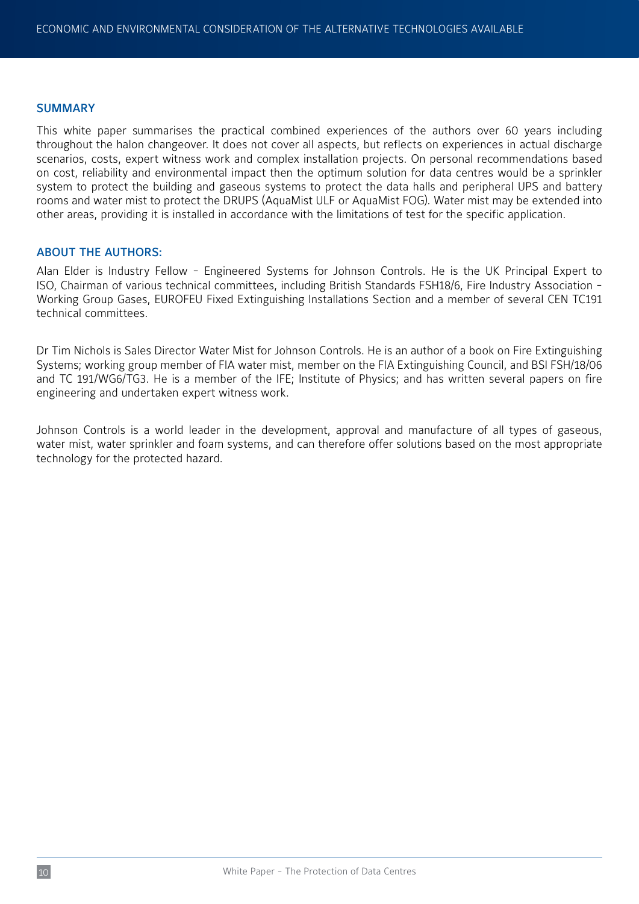## SUMMARY

This white paper summarises the practical combined experiences of the authors over 60 years including throughout the halon changeover. It does not cover all aspects, but reflects on experiences in actual discharge scenarios, costs, expert witness work and complex installation projects. On personal recommendations based on cost, reliability and environmental impact then the optimum solution for data centres would be a sprinkler system to protect the building and gaseous systems to protect the data halls and peripheral UPS and battery rooms and water mist to protect the DRUPS (AquaMist ULF or AquaMist FOG). Water mist may be extended into other areas, providing it is installed in accordance with the limitations of test for the specific application.

## ABOUT THE AUTHORS:

Alan Elder is Industry Fellow – Engineered Systems for Johnson Controls. He is the UK Principal Expert to ISO, Chairman of various technical committees, including British Standards FSH18/6, Fire Industry Association – Working Group Gases, EUROFEU Fixed Extinguishing Installations Section and a member of several CEN TC191 technical committees.

Dr Tim Nichols is Sales Director Water Mist for Johnson Controls. He is an author of a book on Fire Extinguishing Systems; working group member of FIA water mist, member on the FIA Extinguishing Council, and BSI FSH/18/06 and TC 191/WG6/TG3. He is a member of the IFE; Institute of Physics; and has written several papers on fire engineering and undertaken expert witness work.

Johnson Controls is a world leader in the development, approval and manufacture of all types of gaseous, water mist, water sprinkler and foam systems, and can therefore offer solutions based on the most appropriate technology for the protected hazard.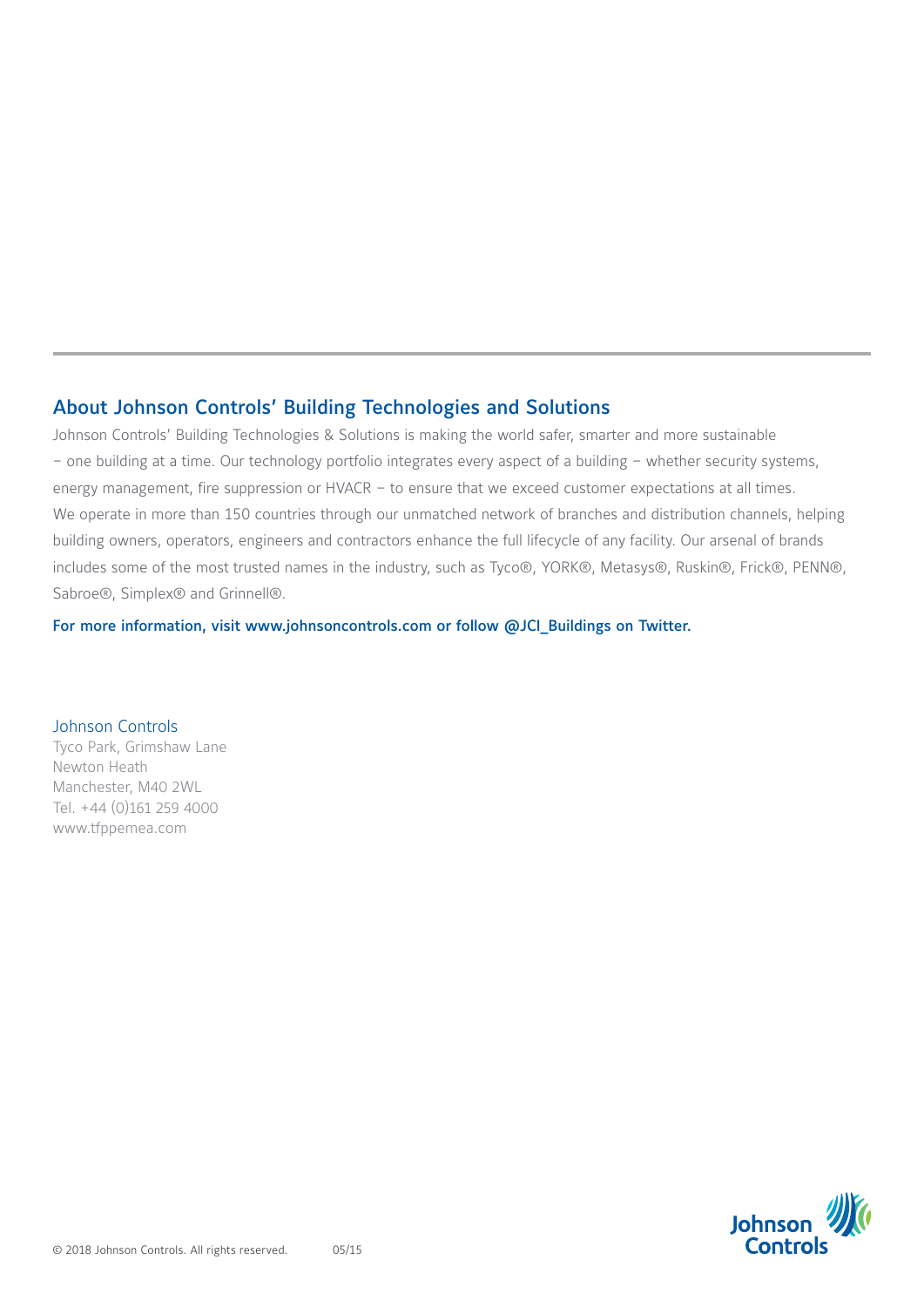## About Johnson Controls' Building Technologies and Solutions

Johnson Controls' Building Technologies & Solutions is making the world safer, smarter and more sustainable – one building at a time. Our technology portfolio integrates every aspect of a building – whether security systems, energy management, fire suppression or HVACR – to ensure that we exceed customer expectations at all times. We operate in more than 150 countries through our unmatched network of branches and distribution channels, helping building owners, operators, engineers and contractors enhance the full lifecycle of any facility. Our arsenal of brands includes some of the most trusted names in the industry, such as Tyco®, YORK®, Metasys®, Ruskin®, Frick®, PENN®, Sabroe®, Simplex® and Grinnell®.

**For more information, visit www.johnsoncontrols.com or follow @JCI_Buildings on Twitter.**

Johnson Controls
Tyco Park, Grimshaw Lane
Newton Heath
Manchester, M40 2WL
Tel. +44 (0)161 259 4000
www.tfppemea.com

© 2018 Johnson Controls. All rights reserved. 05/15

Johnson Controls